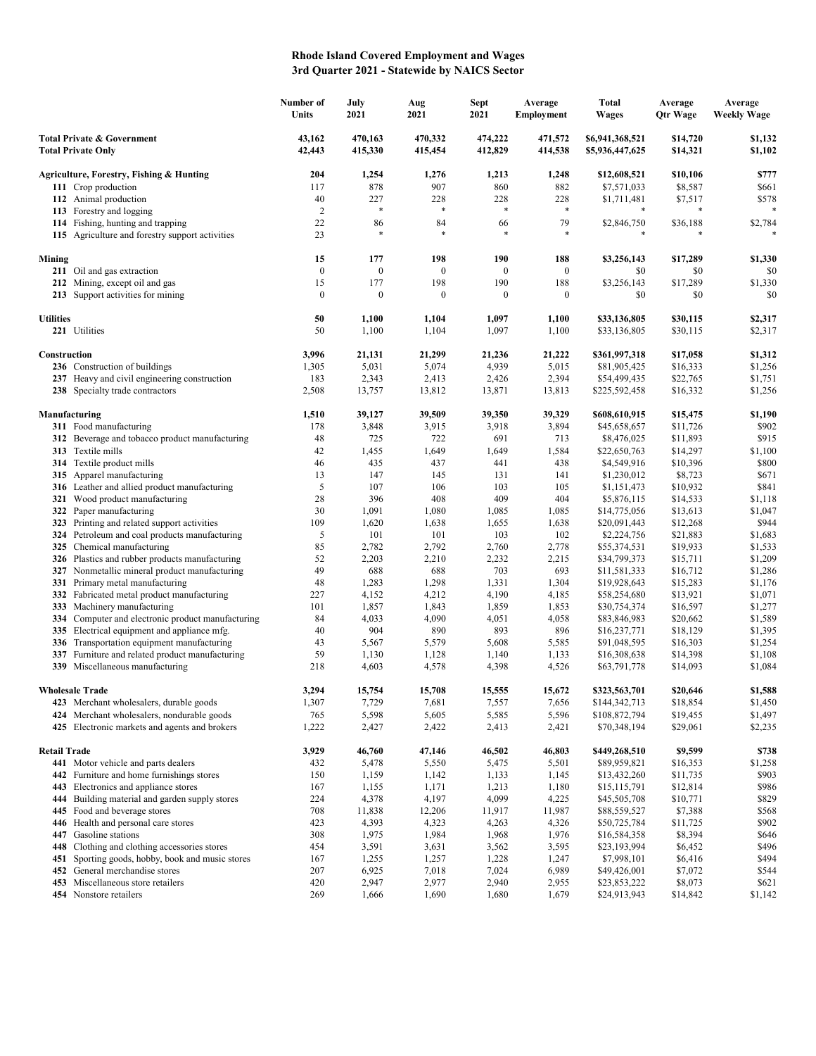# Rhode Island Covered Employment and Wages
## 3rd Quarter 2021 - Statewide by NAICS Sector

| | Number of Units | July 2021 | Aug 2021 | Sept 2021 | Average Employment | Total Wages | Average Qtr Wage | Average Weekly Wage |
|---|---|---|---|---|---|---|---|---|
| **Total Private & Government** | **43,162** | **470,163** | **470,332** | **474,222** | **471,572** | **$6,941,368,521** | **$14,720** | **$1,132** |
| **Total Private Only** | **42,443** | **415,330** | **415,454** | **412,829** | **414,538** | **$5,936,447,625** | **$14,321** | **$1,102** |
| | | | | | | | | |
| **Agriculture, Forestry, Fishing & Hunting** | **204** | **1,254** | **1,276** | **1,213** | **1,248** | **$12,608,521** | **$10,106** | **$777** |
| **111** Crop production | 117 | 878 | 907 | 860 | 882 | $7,571,033 | $8,587 | $661 |
| **112** Animal production | 40 | 227 | 228 | 228 | 228 | $1,711,481 | $7,517 | $578 |
| **113** Forestry and logging | 2 | * | * | * | * | * | * | * |
| **114** Fishing, hunting and trapping | 22 | 86 | 84 | 66 | 79 | $2,846,750 | $36,188 | $2,784 |
| **115** Agriculture and forestry support activities | 23 | * | * | * | * | * | * | * |
| | | | | | | | | |
| **Mining** | **15** | **177** | **198** | **190** | **188** | **$3,256,143** | **$17,289** | **$1,330** |
| **211** Oil and gas extraction | 0 | 0 | 0 | 0 | 0 | $0 | $0 | $0 |
| **212** Mining, except oil and gas | 15 | 177 | 198 | 190 | 188 | $3,256,143 | $17,289 | $1,330 |
| **213** Support activities for mining | 0 | 0 | 0 | 0 | 0 | $0 | $0 | $0 |
| | | | | | | | | |
| **Utilities** | **50** | **1,100** | **1,104** | **1,097** | **1,100** | **$33,136,805** | **$30,115** | **$2,317** |
| **221** Utilities | 50 | 1,100 | 1,104 | 1,097 | 1,100 | $33,136,805 | $30,115 | $2,317 |
| | | | | | | | | |
| **Construction** | **3,996** | **21,131** | **21,299** | **21,236** | **21,222** | **$361,997,318** | **$17,058** | **$1,312** |
| **236** Construction of buildings | 1,305 | 5,031 | 5,074 | 4,939 | 5,015 | $81,905,425 | $16,333 | $1,256 |
| **237** Heavy and civil engineering construction | 183 | 2,343 | 2,413 | 2,426 | 2,394 | $54,499,435 | $22,765 | $1,751 |
| **238** Specialty trade contractors | 2,508 | 13,757 | 13,812 | 13,871 | 13,813 | $225,592,458 | $16,332 | $1,256 |
| | | | | | | | | |
| **Manufacturing** | **1,510** | **39,127** | **39,509** | **39,350** | **39,329** | **$608,610,915** | **$15,475** | **$1,190** |
| **311** Food manufacturing | 178 | 3,848 | 3,915 | 3,918 | 3,894 | $45,658,657 | $11,726 | $902 |
| **312** Beverage and tobacco product manufacturing | 48 | 725 | 722 | 691 | 713 | $8,476,025 | $11,893 | $915 |
| **313** Textile mills | 42 | 1,455 | 1,649 | 1,649 | 1,584 | $22,650,763 | $14,297 | $1,100 |
| **314** Textile product mills | 46 | 435 | 437 | 441 | 438 | $4,549,916 | $10,396 | $800 |
| **315** Apparel manufacturing | 13 | 147 | 145 | 131 | 141 | $1,230,012 | $8,723 | $671 |
| **316** Leather and allied product manufacturing | 5 | 107 | 106 | 103 | 105 | $1,151,473 | $10,932 | $841 |
| **321** Wood product manufacturing | 28 | 396 | 408 | 409 | 404 | $5,876,115 | $14,533 | $1,118 |
| **322** Paper manufacturing | 30 | 1,091 | 1,080 | 1,085 | 1,085 | $14,775,056 | $13,613 | $1,047 |
| **323** Printing and related support activities | 109 | 1,620 | 1,638 | 1,655 | 1,638 | $20,091,443 | $12,268 | $944 |
| **324** Petroleum and coal products manufacturing | 5 | 101 | 101 | 103 | 102 | $2,224,756 | $21,883 | $1,683 |
| **325** Chemical manufacturing | 85 | 2,782 | 2,792 | 2,760 | 2,778 | $55,374,531 | $19,933 | $1,533 |
| **326** Plastics and rubber products manufacturing | 52 | 2,203 | 2,210 | 2,232 | 2,215 | $34,799,373 | $15,711 | $1,209 |
| **327** Nonmetallic mineral product manufacturing | 49 | 688 | 688 | 703 | 693 | $11,581,333 | $16,712 | $1,286 |
| **331** Primary metal manufacturing | 48 | 1,283 | 1,298 | 1,331 | 1,304 | $19,928,643 | $15,283 | $1,176 |
| **332** Fabricated metal product manufacturing | 227 | 4,152 | 4,212 | 4,190 | 4,185 | $58,254,680 | $13,921 | $1,071 |
| **333** Machinery manufacturing | 101 | 1,857 | 1,843 | 1,859 | 1,853 | $30,754,374 | $16,597 | $1,277 |
| **334** Computer and electronic product manufacturing | 84 | 4,033 | 4,090 | 4,051 | 4,058 | $83,846,983 | $20,662 | $1,589 |
| **335** Electrical equipment and appliance mfg. | 40 | 904 | 890 | 893 | 896 | $16,237,771 | $18,129 | $1,395 |
| **336** Transportation equipment manufacturing | 43 | 5,567 | 5,579 | 5,608 | 5,585 | $91,048,595 | $16,303 | $1,254 |
| **337** Furniture and related product manufacturing | 59 | 1,130 | 1,128 | 1,140 | 1,133 | $16,308,638 | $14,398 | $1,108 |
| **339** Miscellaneous manufacturing | 218 | 4,603 | 4,578 | 4,398 | 4,526 | $63,791,778 | $14,093 | $1,084 |
| | | | | | | | | |
| **Wholesale Trade** | **3,294** | **15,754** | **15,708** | **15,555** | **15,672** | **$323,563,701** | **$20,646** | **$1,588** |
| **423** Merchant wholesalers, durable goods | 1,307 | 7,729 | 7,681 | 7,557 | 7,656 | $144,342,713 | $18,854 | $1,450 |
| **424** Merchant wholesalers, nondurable goods | 765 | 5,598 | 5,605 | 5,585 | 5,596 | $108,872,794 | $19,455 | $1,497 |
| **425** Electronic markets and agents and brokers | 1,222 | 2,427 | 2,422 | 2,413 | 2,421 | $70,348,194 | $29,061 | $2,235 |
| | | | | | | | | |
| **Retail Trade** | **3,929** | **46,760** | **47,146** | **46,502** | **46,803** | **$449,268,510** | **$9,599** | **$738** |
| **441** Motor vehicle and parts dealers | 432 | 5,478 | 5,550 | 5,475 | 5,501 | $89,959,821 | $16,353 | $1,258 |
| **442** Furniture and home furnishings stores | 150 | 1,159 | 1,142 | 1,133 | 1,145 | $13,432,260 | $11,735 | $903 |
| **443** Electronics and appliance stores | 167 | 1,155 | 1,171 | 1,213 | 1,180 | $15,115,791 | $12,814 | $986 |
| **444** Building material and garden supply stores | 224 | 4,378 | 4,197 | 4,099 | 4,225 | $45,505,708 | $10,771 | $829 |
| **445** Food and beverage stores | 708 | 11,838 | 12,206 | 11,917 | 11,987 | $88,559,527 | $7,388 | $568 |
| **446** Health and personal care stores | 423 | 4,393 | 4,323 | 4,263 | 4,326 | $50,725,784 | $11,725 | $902 |
| **447** Gasoline stations | 308 | 1,975 | 1,984 | 1,968 | 1,976 | $16,584,358 | $8,394 | $646 |
| **448** Clothing and clothing accessories stores | 454 | 3,591 | 3,631 | 3,562 | 3,595 | $23,193,994 | $6,452 | $496 |
| **451** Sporting goods, hobby, book and music stores | 167 | 1,255 | 1,257 | 1,228 | 1,247 | $7,998,101 | $6,416 | $494 |
| **452** General merchandise stores | 207 | 6,925 | 7,018 | 7,024 | 6,989 | $49,426,001 | $7,072 | $544 |
| **453** Miscellaneous store retailers | 420 | 2,947 | 2,977 | 2,940 | 2,955 | $23,853,222 | $8,073 | $621 |
| **454** Nonstore retailers | 269 | 1,666 | 1,690 | 1,680 | 1,679 | $24,913,943 | $14,842 | $1,142 |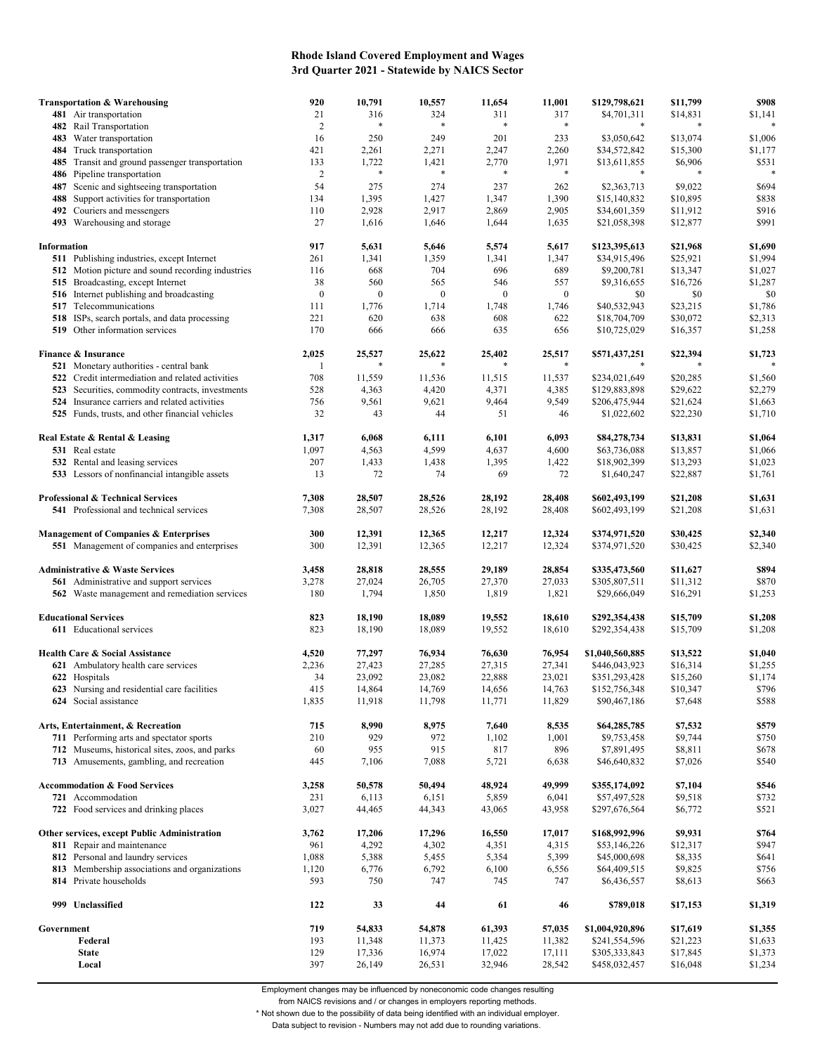# Rhode Island Covered Employment and Wages
## 3rd Quarter 2021 - Statewide by NAICS Sector

| | | | | | | | | |
|---|---|---|---|---|---|---|---|---|
| **Transportation & Warehousing** | **920** | **10,791** | **10,557** | **11,654** | **11,001** | **$129,798,621** | **$11,799** | **$908** |
| **481** Air transportation | 21 | 316 | 324 | 311 | 317 | $4,701,311 | $14,831 | $1,141 |
| **482** Rail Transportation | 2 | * | * | * | * | * | * | * |
| **483** Water transportation | 16 | 250 | 249 | 201 | 233 | $3,050,642 | $13,074 | $1,006 |
| **484** Truck transportation | 421 | 2,261 | 2,271 | 2,247 | 2,260 | $34,572,842 | $15,300 | $1,177 |
| **485** Transit and ground passenger transportation | 133 | 1,722 | 1,421 | 2,770 | 1,971 | $13,611,855 | $6,906 | $531 |
| **486** Pipeline transportation | 2 | * | * | * | * | * | * | * |
| **487** Scenic and sightseeing transportation | 54 | 275 | 274 | 237 | 262 | $2,363,713 | $9,022 | $694 |
| **488** Support activities for transportation | 134 | 1,395 | 1,427 | 1,347 | 1,390 | $15,140,832 | $10,895 | $838 |
| **492** Couriers and messengers | 110 | 2,928 | 2,917 | 2,869 | 2,905 | $34,601,359 | $11,912 | $916 |
| **493** Warehousing and storage | 27 | 1,616 | 1,646 | 1,644 | 1,635 | $21,058,398 | $12,877 | $991 |
| **Information** | **917** | **5,631** | **5,646** | **5,574** | **5,617** | **$123,395,613** | **$21,968** | **$1,690** |
| **511** Publishing industries, except Internet | 261 | 1,341 | 1,359 | 1,341 | 1,347 | $34,915,496 | $25,921 | $1,994 |
| **512** Motion picture and sound recording industries | 116 | 668 | 704 | 696 | 689 | $9,200,781 | $13,347 | $1,027 |
| **515** Broadcasting, except Internet | 38 | 560 | 565 | 546 | 557 | $9,316,655 | $16,726 | $1,287 |
| **516** Internet publishing and broadcasting | 0 | 0 | 0 | 0 | 0 | $0 | $0 | $0 |
| **517** Telecommunications | 111 | 1,776 | 1,714 | 1,748 | 1,746 | $40,532,943 | $23,215 | $1,786 |
| **518** ISPs, search portals, and data processing | 221 | 620 | 638 | 608 | 622 | $18,704,709 | $30,072 | $2,313 |
| **519** Other information services | 170 | 666 | 666 | 635 | 656 | $10,725,029 | $16,357 | $1,258 |
| **Finance & Insurance** | **2,025** | **25,527** | **25,622** | **25,402** | **25,517** | **$571,437,251** | **$22,394** | **$1,723** |
| **521** Monetary authorities - central bank | 1 | * | * | * | * | * | * | * |
| **522** Credit intermediation and related activities | 708 | 11,559 | 11,536 | 11,515 | 11,537 | $234,021,649 | $20,285 | $1,560 |
| **523** Securities, commodity contracts, investments | 528 | 4,363 | 4,420 | 4,371 | 4,385 | $129,883,898 | $29,622 | $2,279 |
| **524** Insurance carriers and related activities | 756 | 9,561 | 9,621 | 9,464 | 9,549 | $206,475,944 | $21,624 | $1,663 |
| **525** Funds, trusts, and other financial vehicles | 32 | 43 | 44 | 51 | 46 | $1,022,602 | $22,230 | $1,710 |
| **Real Estate & Rental & Leasing** | **1,317** | **6,068** | **6,111** | **6,101** | **6,093** | **$84,278,734** | **$13,831** | **$1,064** |
| **531** Real estate | 1,097 | 4,563 | 4,599 | 4,637 | 4,600 | $63,736,088 | $13,857 | $1,066 |
| **532** Rental and leasing services | 207 | 1,433 | 1,438 | 1,395 | 1,422 | $18,902,399 | $13,293 | $1,023 |
| **533** Lessors of nonfinancial intangible assets | 13 | 72 | 74 | 69 | 72 | $1,640,247 | $22,887 | $1,761 |
| **Professional & Technical Services** | **7,308** | **28,507** | **28,526** | **28,192** | **28,408** | **$602,493,199** | **$21,208** | **$1,631** |
| **541** Professional and technical services | 7,308 | 28,507 | 28,526 | 28,192 | 28,408 | $602,493,199 | $21,208 | $1,631 |
| **Management of Companies & Enterprises** | **300** | **12,391** | **12,365** | **12,217** | **12,324** | **$374,971,520** | **$30,425** | **$2,340** |
| **551** Management of companies and enterprises | 300 | 12,391 | 12,365 | 12,217 | 12,324 | $374,971,520 | $30,425 | $2,340 |
| **Administrative & Waste Services** | **3,458** | **28,818** | **28,555** | **29,189** | **28,854** | **$335,473,560** | **$11,627** | **$894** |
| **561** Administrative and support services | 3,278 | 27,024 | 26,705 | 27,370 | 27,033 | $305,807,511 | $11,312 | $870 |
| **562** Waste management and remediation services | 180 | 1,794 | 1,850 | 1,819 | 1,821 | $29,666,049 | $16,291 | $1,253 |
| **Educational Services** | **823** | **18,190** | **18,089** | **19,552** | **18,610** | **$292,354,438** | **$15,709** | **$1,208** |
| **611** Educational services | 823 | 18,190 | 18,089 | 19,552 | 18,610 | $292,354,438 | $15,709 | $1,208 |
| **Health Care & Social Assistance** | **4,520** | **77,297** | **76,934** | **76,630** | **76,954** | **$1,040,560,885** | **$13,522** | **$1,040** |
| **621** Ambulatory health care services | 2,236 | 27,423 | 27,285 | 27,315 | 27,341 | $446,043,923 | $16,314 | $1,255 |
| **622** Hospitals | 34 | 23,092 | 23,082 | 22,888 | 23,021 | $351,293,428 | $15,260 | $1,174 |
| **623** Nursing and residential care facilities | 415 | 14,864 | 14,769 | 14,656 | 14,763 | $152,756,348 | $10,347 | $796 |
| **624** Social assistance | 1,835 | 11,918 | 11,798 | 11,771 | 11,829 | $90,467,186 | $7,648 | $588 |
| **Arts, Entertainment, & Recreation** | **715** | **8,990** | **8,975** | **7,640** | **8,535** | **$64,285,785** | **$7,532** | **$579** |
| **711** Performing arts and spectator sports | 210 | 929 | 972 | 1,102 | 1,001 | $9,753,458 | $9,744 | $750 |
| **712** Museums, historical sites, zoos, and parks | 60 | 955 | 915 | 817 | 896 | $7,891,495 | $8,811 | $678 |
| **713** Amusements, gambling, and recreation | 445 | 7,106 | 7,088 | 5,721 | 6,638 | $46,640,832 | $7,026 | $540 |
| **Accommodation & Food Services** | **3,258** | **50,578** | **50,494** | **48,924** | **49,999** | **$355,174,092** | **$7,104** | **$546** |
| **721** Accommodation | 231 | 6,113 | 6,151 | 5,859 | 6,041 | $57,497,528 | $9,518 | $732 |
| **722** Food services and drinking places | 3,027 | 44,465 | 44,343 | 43,065 | 43,958 | $297,676,564 | $6,772 | $521 |
| **Other services, except Public Administration** | **3,762** | **17,206** | **17,296** | **16,550** | **17,017** | **$168,992,996** | **$9,931** | **$764** |
| **811** Repair and maintenance | 961 | 4,292 | 4,302 | 4,351 | 4,315 | $53,146,226 | $12,317 | $947 |
| **812** Personal and laundry services | 1,088 | 5,388 | 5,455 | 5,354 | 5,399 | $45,000,698 | $8,335 | $641 |
| **813** Membership associations and organizations | 1,120 | 6,776 | 6,792 | 6,100 | 6,556 | $64,409,515 | $9,825 | $756 |
| **814** Private households | 593 | 750 | 747 | 745 | 747 | $6,436,557 | $8,613 | $663 |
| **999 Unclassified** | **122** | **33** | **44** | **61** | **46** | **$789,018** | **$17,153** | **$1,319** |
| **Government** | **719** | **54,833** | **54,878** | **61,393** | **57,035** | **$1,004,920,896** | **$17,619** | **$1,355** |
| **Federal** | 193 | 11,348 | 11,373 | 11,425 | 11,382 | $241,554,596 | $21,223 | $1,633 |
| **State** | 129 | 17,336 | 16,974 | 17,022 | 17,111 | $305,333,843 | $17,845 | $1,373 |
| **Local** | 397 | 26,149 | 26,531 | 32,946 | 28,542 | $458,032,457 | $16,048 | $1,234 |

Employment changes may be influenced by noneconomic code changes resulting from NAICS revisions and / or changes in employers reporting methods.

* Not shown due to the possibility of data being identified with an individual employer.

Data subject to revision - Numbers may not add due to rounding variations.